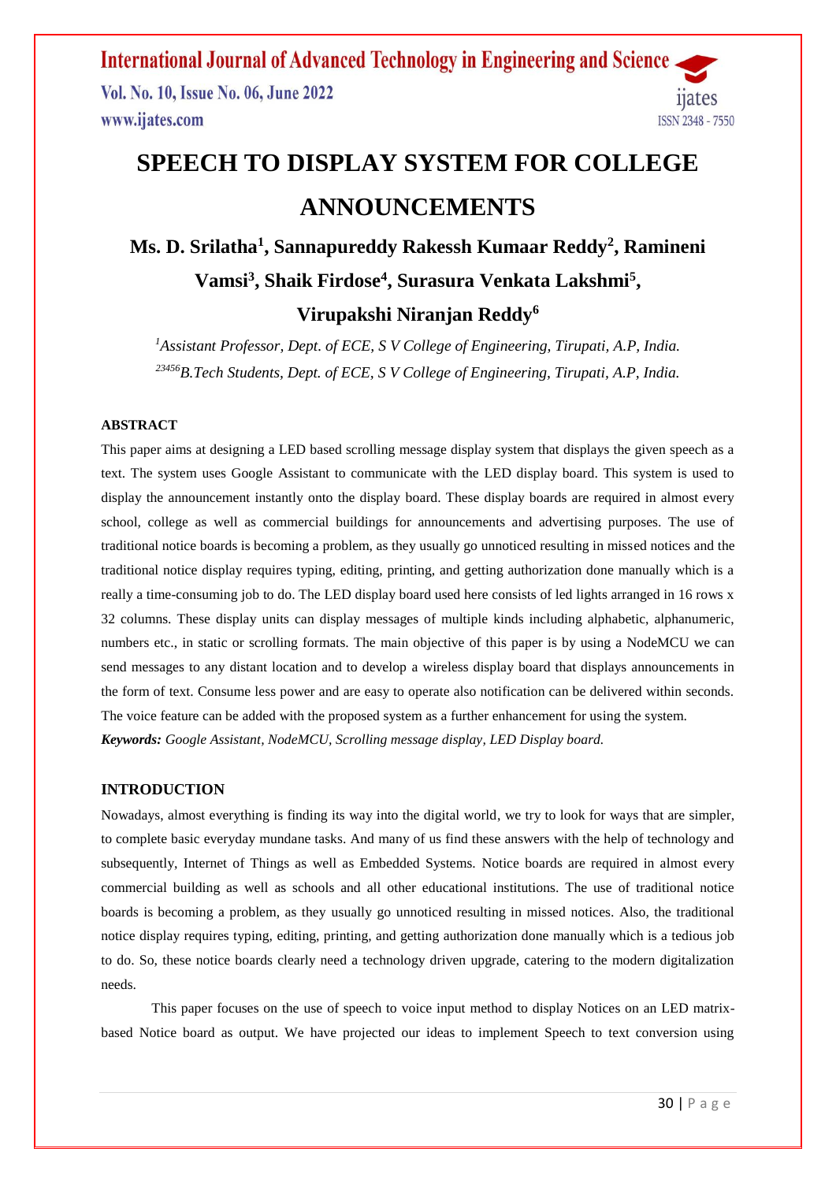# SPEECH TO DISPLAY SYSTEM FOR COLLEGE ANNOUNCEMENTS

**Ms. D. Srilatha[1], Sannapureddy Rakessh Kumaar Reddy[2], Ramineni Vamsi[3], Shaik Firdose[4], Surasura Venkata Lakshmi[5], Virupakshi Niranjan Reddy[6]**

*[1]Assistant Professor, Dept. of ECE, S V College of Engineering, Tirupati, A.P, India.*
*[23456]B.Tech Students, Dept. of ECE, S V College of Engineering, Tirupati, A.P, India.*

## ABSTRACT

This paper aims at designing a LED based scrolling message display system that displays the given speech as a text. The system uses Google Assistant to communicate with the LED display board. This system is used to display the announcement instantly onto the display board. These display boards are required in almost every school, college as well as commercial buildings for announcements and advertising purposes. The use of traditional notice boards is becoming a problem, as they usually go unnoticed resulting in missed notices and the traditional notice display requires typing, editing, printing, and getting authorization done manually which is a really a time-consuming job to do. The LED display board used here consists of led lights arranged in 16 rows x 32 columns. These display units can display messages of multiple kinds including alphabetic, alphanumeric, numbers etc., in static or scrolling formats. The main objective of this paper is by using a NodeMCU we can send messages to any distant location and to develop a wireless display board that displays announcements in the form of text. Consume less power and are easy to operate also notification can be delivered within seconds. The voice feature can be added with the proposed system as a further enhancement for using the system.

***Keywords:*** *Google Assistant, NodeMCU, Scrolling message display, LED Display board.*

## INTRODUCTION

Nowadays, almost everything is finding its way into the digital world, we try to look for ways that are simpler, to complete basic everyday mundane tasks. And many of us find these answers with the help of technology and subsequently, Internet of Things as well as Embedded Systems. Notice boards are required in almost every commercial building as well as schools and all other educational institutions. The use of traditional notice boards is becoming a problem, as they usually go unnoticed resulting in missed notices. Also, the traditional notice display requires typing, editing, printing, and getting authorization done manually which is a tedious job to do. So, these notice boards clearly need a technology driven upgrade, catering to the modern digitalization needs.

This paper focuses on the use of speech to voice input method to display Notices on an LED matrix-based Notice board as output. We have projected our ideas to implement Speech to text conversion using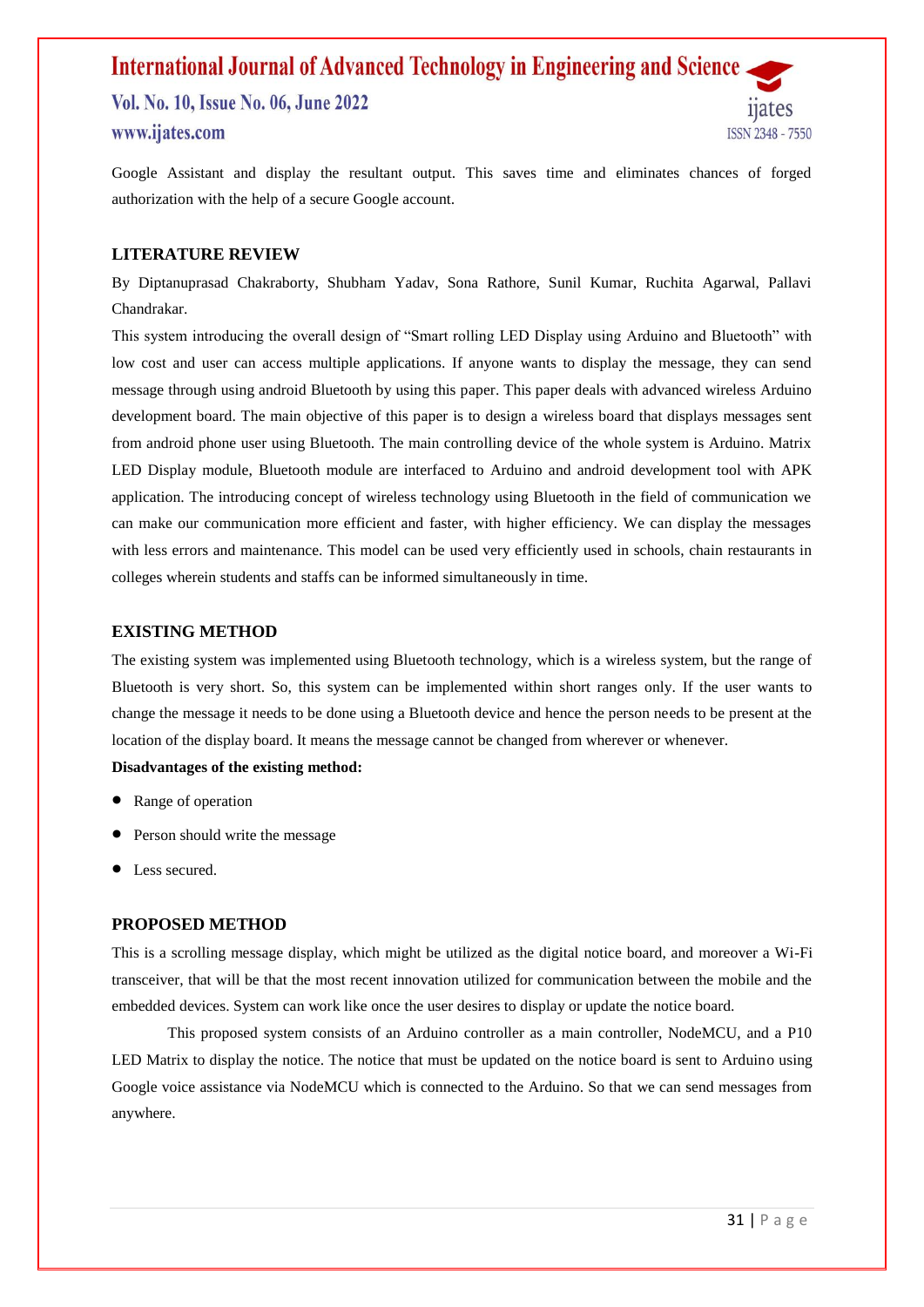Google Assistant and display the resultant output. This saves time and eliminates chances of forged authorization with the help of a secure Google account.

## LITERATURE REVIEW

By Diptanuprasad Chakraborty, Shubham Yadav, Sona Rathore, Sunil Kumar, Ruchita Agarwal, Pallavi Chandrakar.

This system introducing the overall design of "Smart rolling LED Display using Arduino and Bluetooth" with low cost and user can access multiple applications. If anyone wants to display the message, they can send message through using android Bluetooth by using this paper. This paper deals with advanced wireless Arduino development board. The main objective of this paper is to design a wireless board that displays messages sent from android phone user using Bluetooth. The main controlling device of the whole system is Arduino. Matrix LED Display module, Bluetooth module are interfaced to Arduino and android development tool with APK application. The introducing concept of wireless technology using Bluetooth in the field of communication we can make our communication more efficient and faster, with higher efficiency. We can display the messages with less errors and maintenance. This model can be used very efficiently used in schools, chain restaurants in colleges wherein students and staffs can be informed simultaneously in time.

## EXISTING METHOD

The existing system was implemented using Bluetooth technology, which is a wireless system, but the range of Bluetooth is very short. So, this system can be implemented within short ranges only. If the user wants to change the message it needs to be done using a Bluetooth device and hence the person needs to be present at the location of the display board. It means the message cannot be changed from wherever or whenever.

**Disadvantages of the existing method:**

- Range of operation
- Person should write the message
- Less secured.

## PROPOSED METHOD

This is a scrolling message display, which might be utilized as the digital notice board, and moreover a Wi-Fi transceiver, that will be that the most recent innovation utilized for communication between the mobile and the embedded devices. System can work like once the user desires to display or update the notice board.

This proposed system consists of an Arduino controller as a main controller, NodeMCU, and a P10 LED Matrix to display the notice. The notice that must be updated on the notice board is sent to Arduino using Google voice assistance via NodeMCU which is connected to the Arduino. So that we can send messages from anywhere.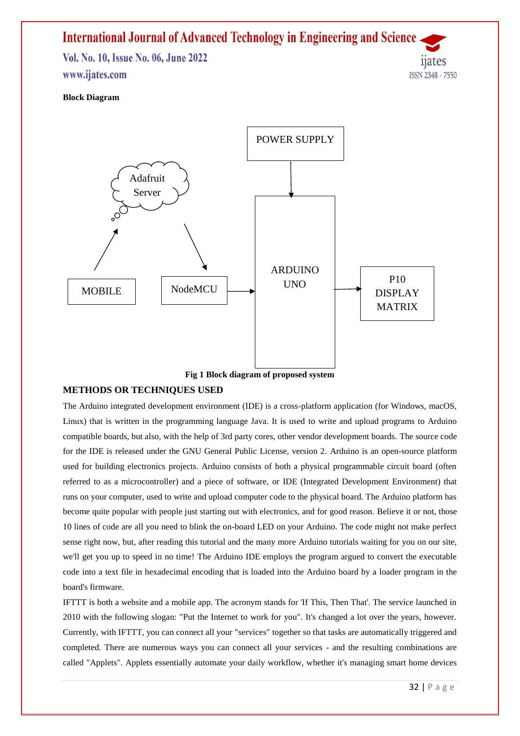**Block Diagram**

POWER SUPPLY

Adafruit Server

ARDUINO UNO

MOBILE

NodeMCU

P10 DISPLAY MATRIX

**Fig 1 Block diagram of proposed system**

## METHODS OR TECHNIQUES USED

The Arduino integrated development environment (IDE) is a cross-platform application (for Windows, macOS, Linux) that is written in the programming language Java. It is used to write and upload programs to Arduino compatible boards, but also, with the help of 3rd party cores, other vendor development boards. The source code for the IDE is released under the GNU General Public License, version 2. Arduino is an open-source platform used for building electronics projects. Arduino consists of both a physical programmable circuit board (often referred to as a microcontroller) and a piece of software, or IDE (Integrated Development Environment) that runs on your computer, used to write and upload computer code to the physical board. The Arduino platform has become quite popular with people just starting out with electronics, and for good reason. Believe it or not, those 10 lines of code are all you need to blink the on-board LED on your Arduino. The code might not make perfect sense right now, but, after reading this tutorial and the many more Arduino tutorials waiting for you on our site, we'll get you up to speed in no time! The Arduino IDE employs the program argued to convert the executable code into a text file in hexadecimal encoding that is loaded into the Arduino board by a loader program in the board's firmware.

IFTTT is both a website and a mobile app. The acronym stands for 'If This, Then That'. The service launched in 2010 with the following slogan: "Put the Internet to work for you". It's changed a lot over the years, however. Currently, with IFTTT, you can connect all your "services" together so that tasks are automatically triggered and completed. There are numerous ways you can connect all your services - and the resulting combinations are called "Applets". Applets essentially automate your daily workflow, whether it's managing smart home devices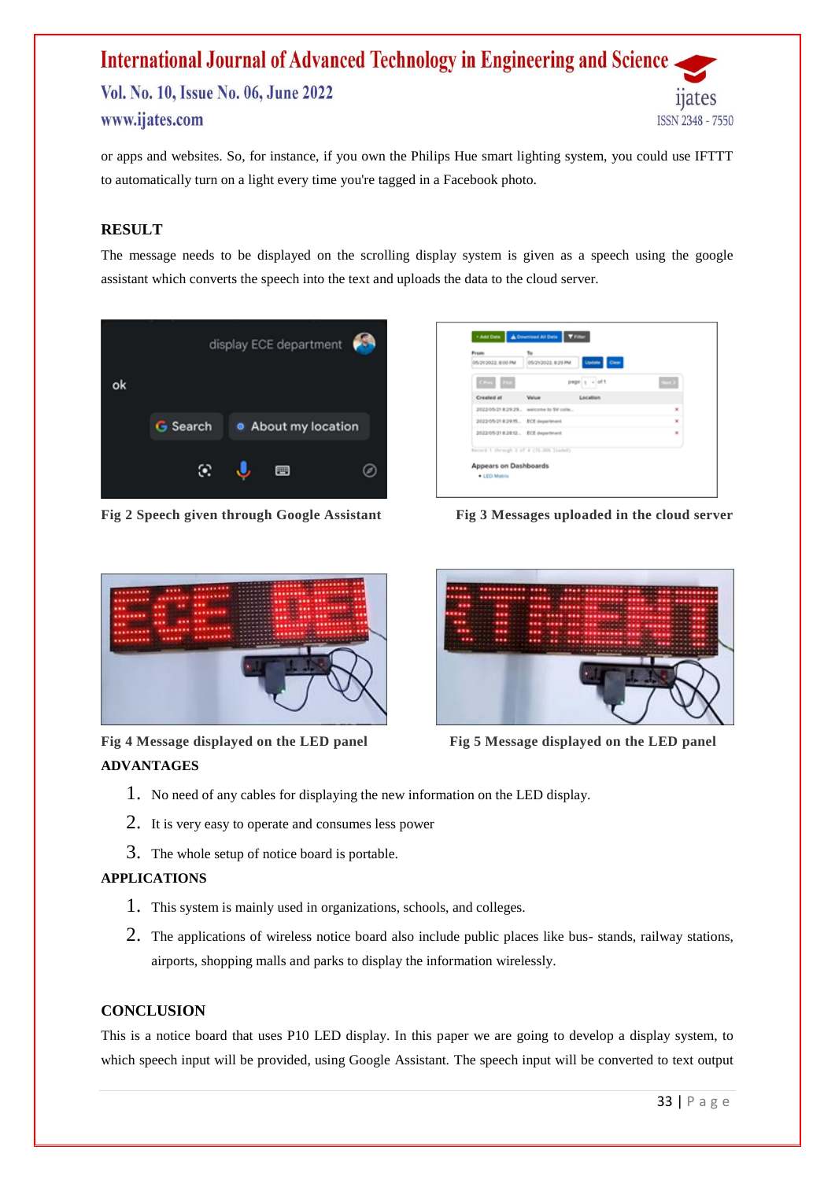or apps and websites. So, for instance, if you own the Philips Hue smart lighting system, you could use IFTTT to automatically turn on a light every time you're tagged in a Facebook photo.

## RESULT

The message needs to be displayed on the scrolling display system is given as a speech using the google assistant which converts the speech into the text and uploads the data to the cloud server.

**Fig 2 Speech given through Google Assistant**

**Fig 3 Messages uploaded in the cloud server**

**Fig 4 Message displayed on the LED panel**

**Fig 5 Message displayed on the LED panel**

## ADVANTAGES

1. No need of any cables for displaying the new information on the LED display.
2. It is very easy to operate and consumes less power
3. The whole setup of notice board is portable.

## APPLICATIONS

1. This system is mainly used in organizations, schools, and colleges.
2. The applications of wireless notice board also include public places like bus- stands, railway stations, airports, shopping malls and parks to display the information wirelessly.

## CONCLUSION

This is a notice board that uses P10 LED display. In this paper we are going to develop a display system, to which speech input will be provided, using Google Assistant. The speech input will be converted to text output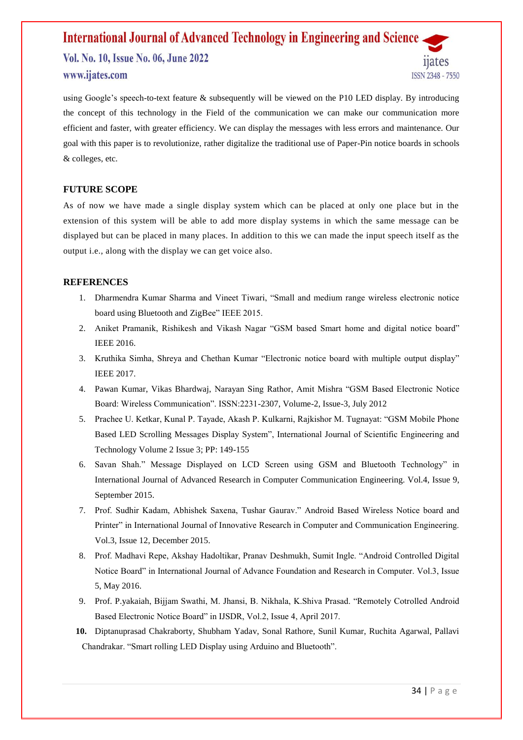using Google's speech-to-text feature & subsequently will be viewed on the P10 LED display. By introducing the concept of this technology in the Field of the communication we can make our communication more efficient and faster, with greater efficiency. We can display the messages with less errors and maintenance. Our goal with this paper is to revolutionize, rather digitalize the traditional use of Paper-Pin notice boards in schools & colleges, etc.

## FUTURE SCOPE

As of now we have made a single display system which can be placed at only one place but in the extension of this system will be able to add more display systems in which the same message can be displayed but can be placed in many places. In addition to this we can made the input speech itself as the output i.e., along with the display we can get voice also.

## REFERENCES

1. Dharmendra Kumar Sharma and Vineet Tiwari, "Small and medium range wireless electronic notice board using Bluetooth and ZigBee" IEEE 2015.
2. Aniket Pramanik, Rishikesh and Vikash Nagar "GSM based Smart home and digital notice board" IEEE 2016.
3. Kruthika Simha, Shreya and Chethan Kumar "Electronic notice board with multiple output display" IEEE 2017.
4. Pawan Kumar, Vikas Bhardwaj, Narayan Sing Rathor, Amit Mishra "GSM Based Electronic Notice Board: Wireless Communication". ISSN:2231-2307, Volume-2, Issue-3, July 2012
5. Prachee U. Ketkar, Kunal P. Tayade, Akash P. Kulkarni, Rajkishor M. Tugnayat: "GSM Mobile Phone Based LED Scrolling Messages Display System", International Journal of Scientific Engineering and Technology Volume 2 Issue 3; PP: 149-155
6. Savan Shah." Message Displayed on LCD Screen using GSM and Bluetooth Technology" in International Journal of Advanced Research in Computer Communication Engineering. Vol.4, Issue 9, September 2015.
7. Prof. Sudhir Kadam, Abhishek Saxena, Tushar Gaurav." Android Based Wireless Notice board and Printer" in International Journal of Innovative Research in Computer and Communication Engineering. Vol.3, Issue 12, December 2015.
8. Prof. Madhavi Repe, Akshay Hadoltikar, Pranav Deshmukh, Sumit Ingle. "Android Controlled Digital Notice Board" in International Journal of Advance Foundation and Research in Computer. Vol.3, Issue 5, May 2016.
9. Prof. P.yakaiah, Bijjam Swathi, M. Jhansi, B. Nikhala, K.Shiva Prasad. "Remotely Cotrolled Android Based Electronic Notice Board" in IJSDR, Vol.2, Issue 4, April 2017.
10. Diptanuprasad Chakraborty, Shubham Yadav, Sonal Rathore, Sunil Kumar, Ruchita Agarwal, Pallavi Chandrakar. "Smart rolling LED Display using Arduino and Bluetooth".